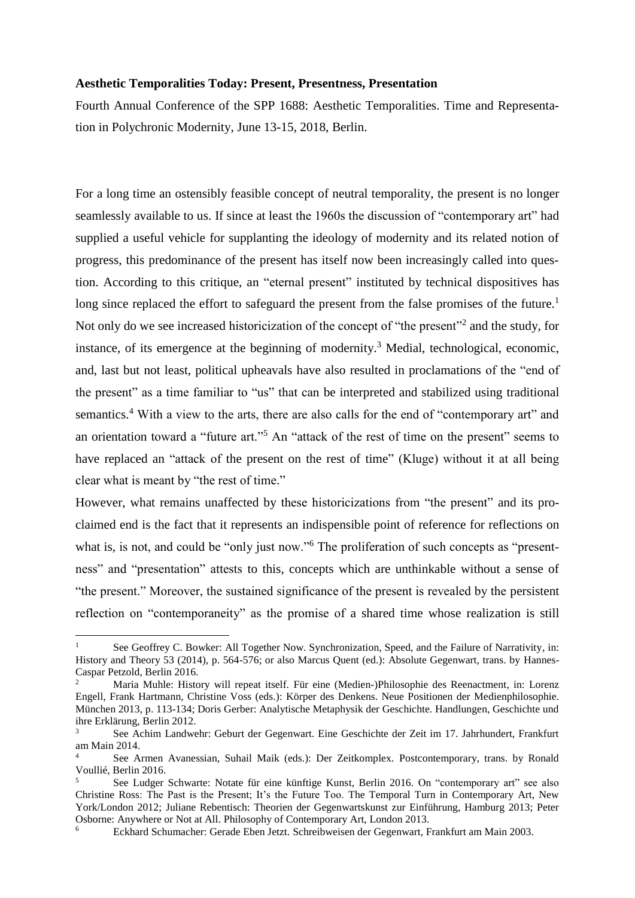**Aesthetic Temporalities Today: Present, Presentness, Presentation**

Fourth Annual Conference of the SPP 1688: Aesthetic Temporalities. Time and Representation in Polychronic Modernity, June 13-15, 2018, Berlin.

For a long time an ostensibly feasible concept of neutral temporality, the present is no longer seamlessly available to us. If since at least the 1960s the discussion of "contemporary art" had supplied a useful vehicle for supplanting the ideology of modernity and its related notion of progress, this predominance of the present has itself now been increasingly called into question. According to this critique, an "eternal present" instituted by technical dispositives has long since replaced the effort to safeguard the present from the false promises of the future.[1] Not only do we see increased historicization of the concept of "the present"[2] and the study, for instance, of its emergence at the beginning of modernity.[3] Medial, technological, economic, and, last but not least, political upheavals have also resulted in proclamations of the "end of the present" as a time familiar to "us" that can be interpreted and stabilized using traditional semantics.[4] With a view to the arts, there are also calls for the end of "contemporary art" and an orientation toward a "future art."[5] An "attack of the rest of time on the present" seems to have replaced an "attack of the present on the rest of time" (Kluge) without it at all being clear what is meant by "the rest of time."

However, what remains unaffected by these historicizations from "the present" and its proclaimed end is the fact that it represents an indispensible point of reference for reflections on what is, is not, and could be "only just now."[6] The proliferation of such concepts as "presentness" and "presentation" attests to this, concepts which are unthinkable without a sense of "the present." Moreover, the sustained significance of the present is revealed by the persistent reflection on "contemporaneity" as the promise of a shared time whose realization is still

---

[1] See Geoffrey C. Bowker: All Together Now. Synchronization, Speed, and the Failure of Narrativity, in: History and Theory 53 (2014), p. 564-576; or also Marcus Quent (ed.): Absolute Gegenwart, trans. by Hannes-Caspar Petzold, Berlin 2016.

[2] Maria Muhle: History will repeat itself. Für eine (Medien-)Philosophie des Reenactment, in: Lorenz Engell, Frank Hartmann, Christine Voss (eds.): Körper des Denkens. Neue Positionen der Medienphilosophie. München 2013, p. 113-134; Doris Gerber: Analytische Metaphysik der Geschichte. Handlungen, Geschichte und ihre Erklärung, Berlin 2012.

[3] See Achim Landwehr: Geburt der Gegenwart. Eine Geschichte der Zeit im 17. Jahrhundert, Frankfurt am Main 2014.

[4] See Armen Avanessian, Suhail Maik (eds.): Der Zeitkomplex. Postcontemporary, trans. by Ronald Voullié, Berlin 2016.

[5] See Ludger Schwarte: Notate für eine künftige Kunst, Berlin 2016. On "contemporary art" see also Christine Ross: The Past is the Present; It's the Future Too. The Temporal Turn in Contemporary Art, New York/London 2012; Juliane Rebentisch: Theorien der Gegenwartskunst zur Einführung, Hamburg 2013; Peter Osborne: Anywhere or Not at All. Philosophy of Contemporary Art, London 2013.

[6] Eckhard Schumacher: Gerade Eben Jetzt. Schreibweisen der Gegenwart, Frankfurt am Main 2003.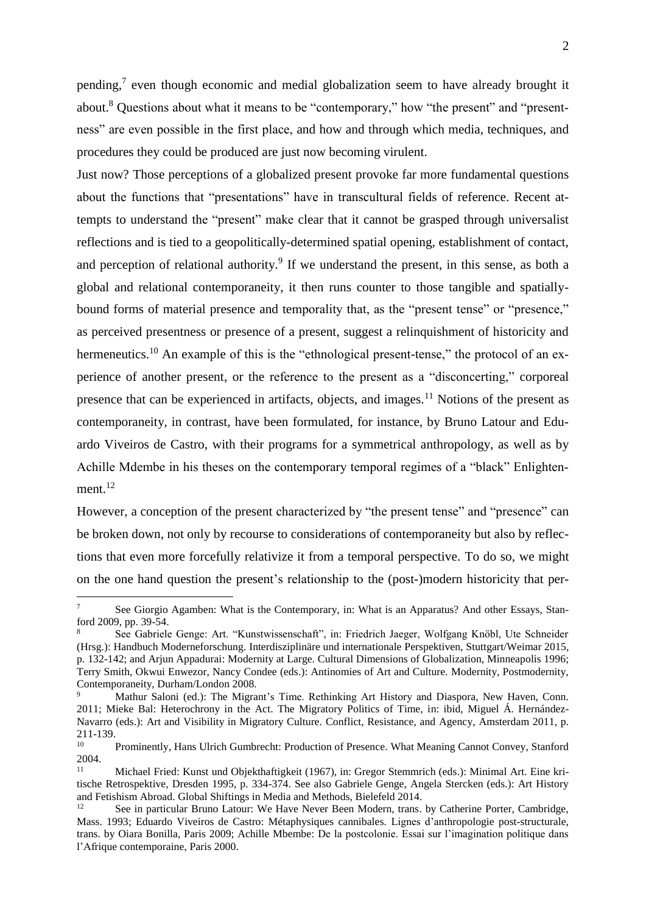pending,[7] even though economic and medial globalization seem to have already brought it about.[8] Questions about what it means to be "contemporary," how "the present" and "presentness" are even possible in the first place, and how and through which media, techniques, and procedures they could be produced are just now becoming virulent.

Just now? Those perceptions of a globalized present provoke far more fundamental questions about the functions that "presentations" have in transcultural fields of reference. Recent attempts to understand the "present" make clear that it cannot be grasped through universalist reflections and is tied to a geopolitically-determined spatial opening, establishment of contact, and perception of relational authority.[9] If we understand the present, in this sense, as both a global and relational contemporaneity, it then runs counter to those tangible and spatially-bound forms of material presence and temporality that, as the "present tense" or "presence," as perceived presentness or presence of a present, suggest a relinquishment of historicity and hermeneutics.[10] An example of this is the "ethnological present-tense," the protocol of an experience of another present, or the reference to the present as a "disconcerting," corporeal presence that can be experienced in artifacts, objects, and images.[11] Notions of the present as contemporaneity, in contrast, have been formulated, for instance, by Bruno Latour and Eduardo Viveiros de Castro, with their programs for a symmetrical anthropology, as well as by Achille Mdembe in his theses on the contemporary temporal regimes of a "black" Enlightenment.[12]

However, a conception of the present characterized by "the present tense" and "presence" can be broken down, not only by recourse to considerations of contemporaneity but also by reflections that even more forcefully relativize it from a temporal perspective. To do so, we might on the one hand question the present's relationship to the (post-)modern historicity that per-

---

[7] See Giorgio Agamben: What is the Contemporary, in: What is an Apparatus? And other Essays, Stanford 2009, pp. 39-54.

[8] See Gabriele Genge: Art. "Kunstwissenschaft", in: Friedrich Jaeger, Wolfgang Knöbl, Ute Schneider (Hrsg.): Handbuch Moderneforschung. Interdisziplinäre und internationale Perspektiven, Stuttgart/Weimar 2015, p. 132-142; and Arjun Appadurai: Modernity at Large. Cultural Dimensions of Globalization, Minneapolis 1996; Terry Smith, Okwui Enwezor, Nancy Condee (eds.): Antinomies of Art and Culture. Modernity, Postmodernity, Contemporaneity, Durham/London 2008.

[9] Mathur Saloni (ed.): The Migrant's Time. Rethinking Art History and Diaspora, New Haven, Conn. 2011; Mieke Bal: Heterochrony in the Act. The Migratory Politics of Time, in: ibid, Miguel Á. Hernández-Navarro (eds.): Art and Visibility in Migratory Culture. Conflict, Resistance, and Agency, Amsterdam 2011, p. 211-139.

[10] Prominently, Hans Ulrich Gumbrecht: Production of Presence. What Meaning Cannot Convey, Stanford 2004.

[11] Michael Fried: Kunst und Objekthaftigkeit (1967), in: Gregor Stemmrich (eds.): Minimal Art. Eine kritische Retrospektive, Dresden 1995, p. 334-374. See also Gabriele Genge, Angela Stercken (eds.): Art History and Fetishism Abroad. Global Shiftings in Media and Methods, Bielefeld 2014.

[12] See in particular Bruno Latour: We Have Never Been Modern, trans. by Catherine Porter, Cambridge, Mass. 1993; Eduardo Viveiros de Castro: Métaphysiques cannibales. Lignes d'anthropologie post-structurale, trans. by Oiara Bonilla, Paris 2009; Achille Mbembe: De la postcolonie. Essai sur l'imagination politique dans l'Afrique contemporaine, Paris 2000.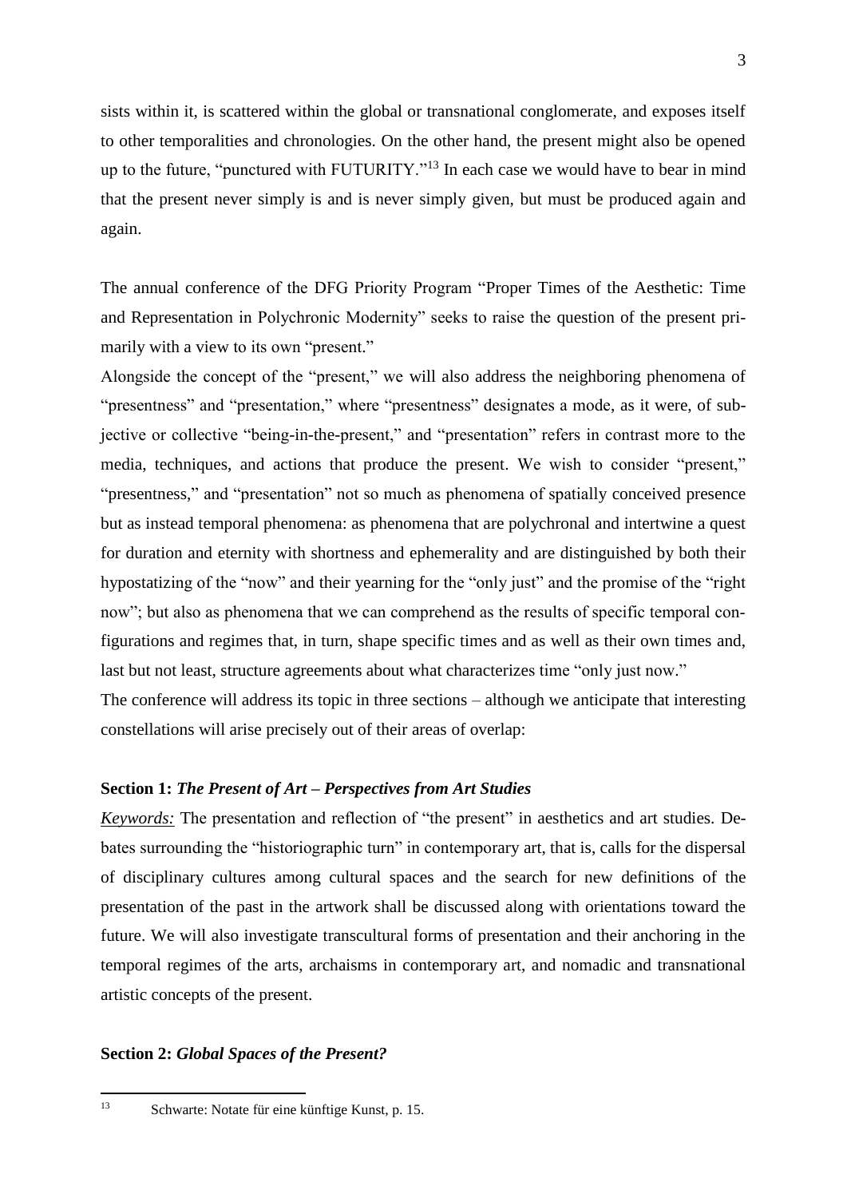sists within it, is scattered within the global or transnational conglomerate, and exposes itself to other temporalities and chronologies. On the other hand, the present might also be opened up to the future, "punctured with FUTURITY."[13] In each case we would have to bear in mind that the present never simply is and is never simply given, but must be produced again and again.

The annual conference of the DFG Priority Program "Proper Times of the Aesthetic: Time and Representation in Polychronic Modernity" seeks to raise the question of the present primarily with a view to its own "present."

Alongside the concept of the "present," we will also address the neighboring phenomena of "presentness" and "presentation," where "presentness" designates a mode, as it were, of subjective or collective "being-in-the-present," and "presentation" refers in contrast more to the media, techniques, and actions that produce the present. We wish to consider "present," "presentness," and "presentation" not so much as phenomena of spatially conceived presence but as instead temporal phenomena: as phenomena that are polychronal and intertwine a quest for duration and eternity with shortness and ephemerality and are distinguished by both their hypostatizing of the "now" and their yearning for the "only just" and the promise of the "right now"; but also as phenomena that we can comprehend as the results of specific temporal configurations and regimes that, in turn, shape specific times and as well as their own times and, last but not least, structure agreements about what characterizes time "only just now."

The conference will address its topic in three sections – although we anticipate that interesting constellations will arise precisely out of their areas of overlap:

**Section 1: *The Present of Art – Perspectives from Art Studies***

*Keywords:* The presentation and reflection of "the present" in aesthetics and art studies. Debates surrounding the "historiographic turn" in contemporary art, that is, calls for the dispersal of disciplinary cultures among cultural spaces and the search for new definitions of the presentation of the past in the artwork shall be discussed along with orientations toward the future. We will also investigate transcultural forms of presentation and their anchoring in the temporal regimes of the arts, archaisms in contemporary art, and nomadic and transnational artistic concepts of the present.

**Section 2: *Global Spaces of the Present?***

[13] Schwarte: Notate für eine künftige Kunst, p. 15.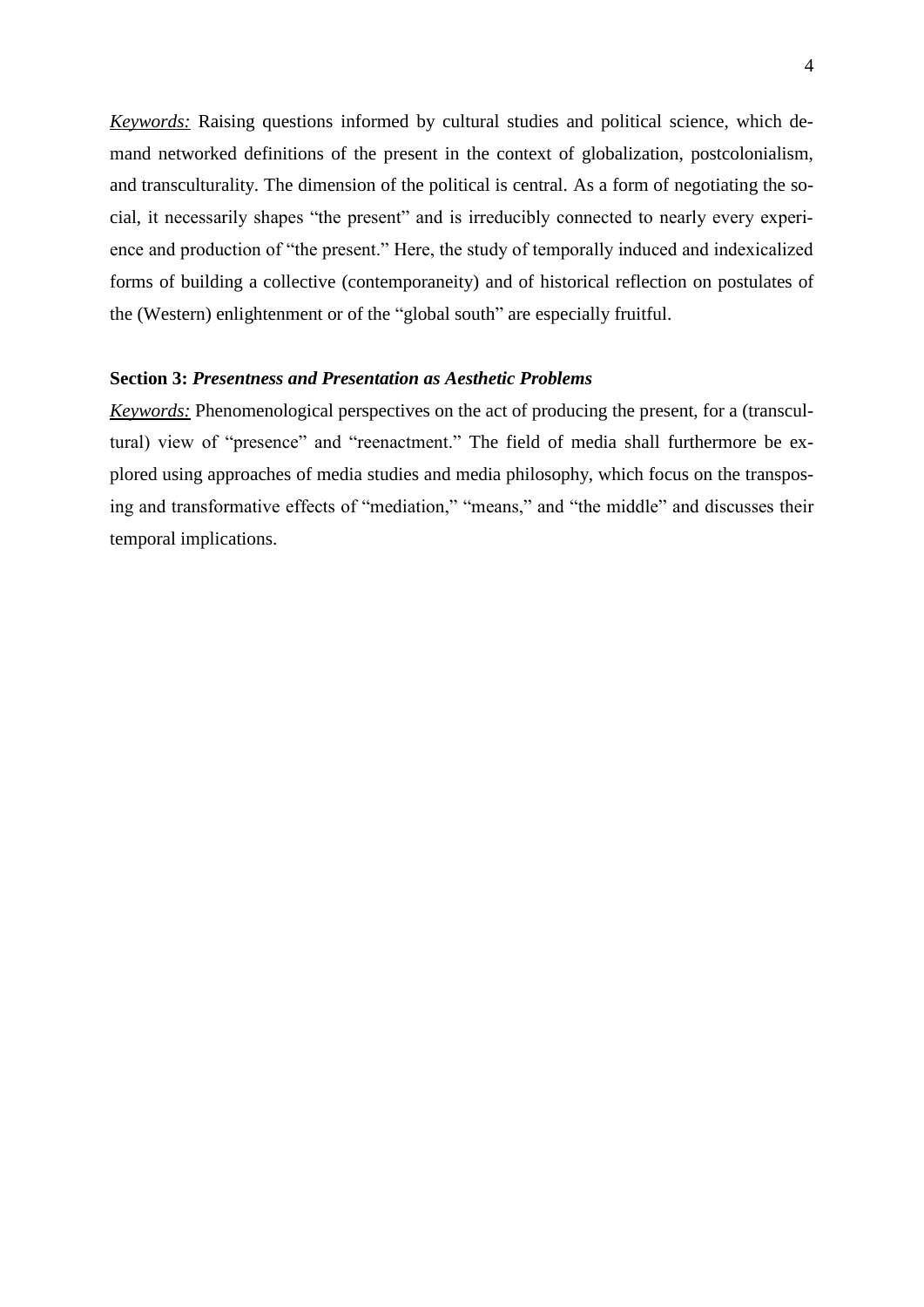*Keywords:* Raising questions informed by cultural studies and political science, which demand networked definitions of the present in the context of globalization, postcolonialism, and transculturality. The dimension of the political is central. As a form of negotiating the social, it necessarily shapes "the present" and is irreducibly connected to nearly every experience and production of "the present." Here, the study of temporally induced and indexicalized forms of building a collective (contemporaneity) and of historical reflection on postulates of the (Western) enlightenment or of the "global south" are especially fruitful.

**Section 3:** ***Presentness and Presentation as Aesthetic Problems***

*Keywords:* Phenomenological perspectives on the act of producing the present, for a (transcultural) view of "presence" and "reenactment." The field of media shall furthermore be explored using approaches of media studies and media philosophy, which focus on the transposing and transformative effects of "mediation," "means," and "the middle" and discusses their temporal implications.